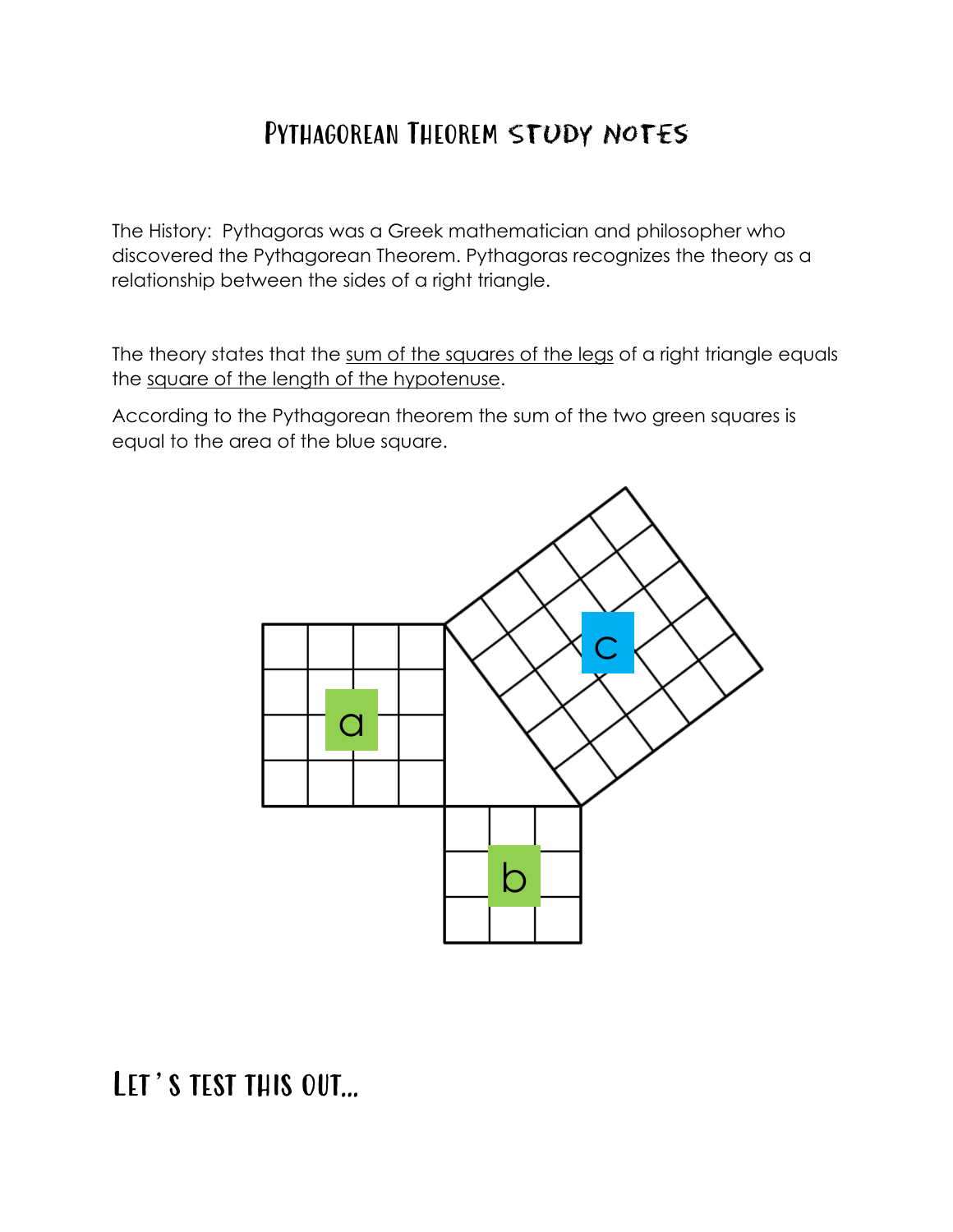# Pythagorean Theorem Study Notes

The History: Pythagoras was a Greek mathematician and philosopher who discovered the Pythagorean Theorem. Pythagoras recognizes the theory as a relationship between the sides of a right triangle.

The theory states that the sum of the squares of the legs of a right triangle equals the square of the length of the hypotenuse.

According to the Pythagorean theorem the sum of the two green squares is equal to the area of the blue square.

## Let's test this out...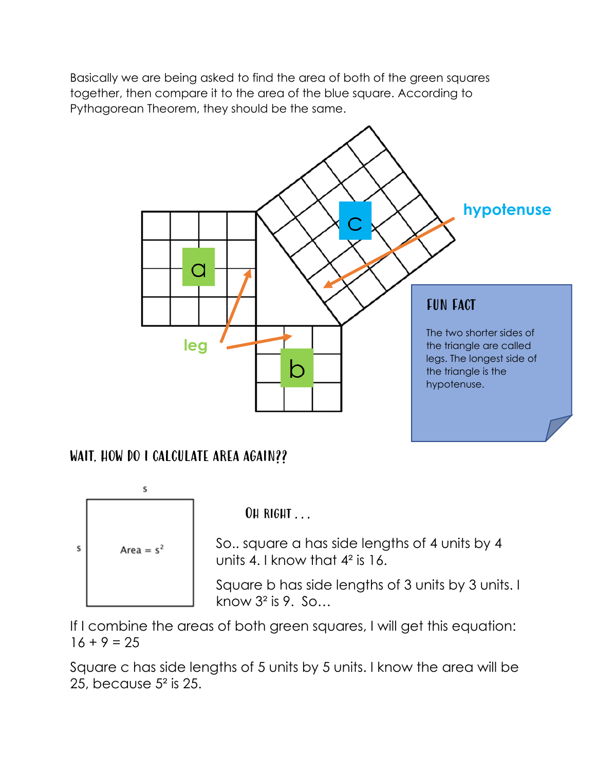Basically we are being asked to find the area of both of the green squares together, then compare it to the area of the blue square. According to Pythagorean Theorem, they should be the same.

a

b

c

leg

hypotenuse

**FUN FACT**

The two shorter sides of the triangle are called legs. The longest side of the triangle is the hypotenuse.

## WAIT, HOW DO I CALCULATE AREA AGAIN??

s

s

Area = $s^2$

### OH RIGHT . . .

So.. square a has side lengths of 4 units by 4 units 4. I know that $4^2$ is 16.

Square b has side lengths of 3 units by 3 units. I know $3^2$ is 9. So…

If I combine the areas of both green squares, I will get this equation: $16 + 9 = 25$

Square c has side lengths of 5 units by 5 units. I know the area will be 25, because $5^2$ is 25.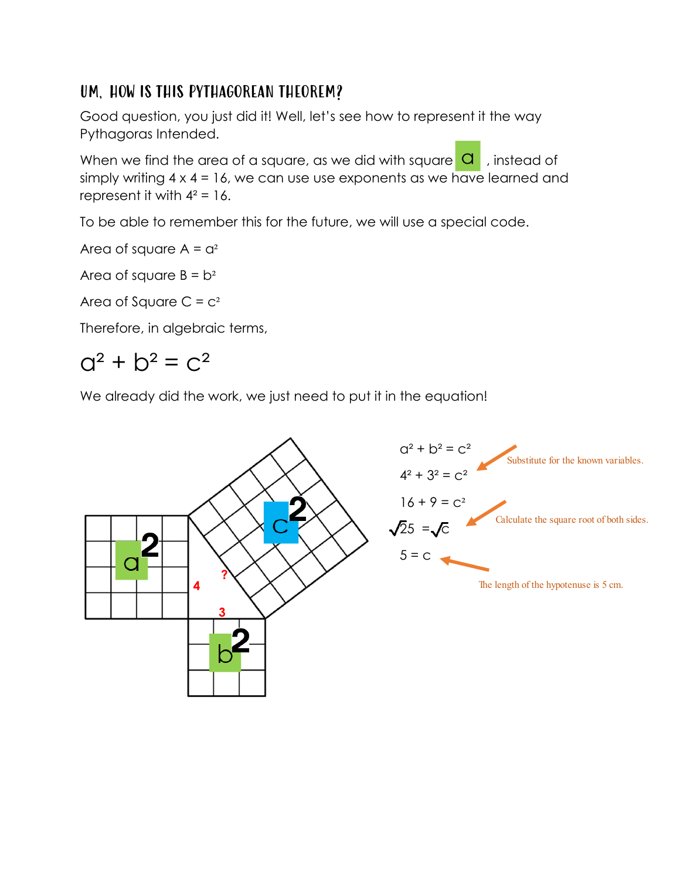## Um, how is this Pythagorean Theorem?

Good question, you just did it! Well, let's see how to represent it the way Pythagoras Intended.

When we find the area of a square, as we did with square a , instead of simply writing 4 x 4 = 16, we can use use exponents as we have learned and represent it with $4^2 = 16$.

To be able to remember this for the future, we will use a special code.

Area of square A = $a^2$

Area of square B = $b^2$

Area of Square C = $c^2$

Therefore, in algebraic terms,

$$a^2 + b^2 = c^2$$

We already did the work, we just need to put it in the equation!

$a^2 + b^2 = c^2$

$4^2 + 3^2 = c^2$ ← Substitute for the known variables.

$16 + 9 = c^2$

$\sqrt{25} = \sqrt{c}$ ← Calculate the square root of both sides.

$5 = c$ ← The length of the hypotenuse is 5 cm.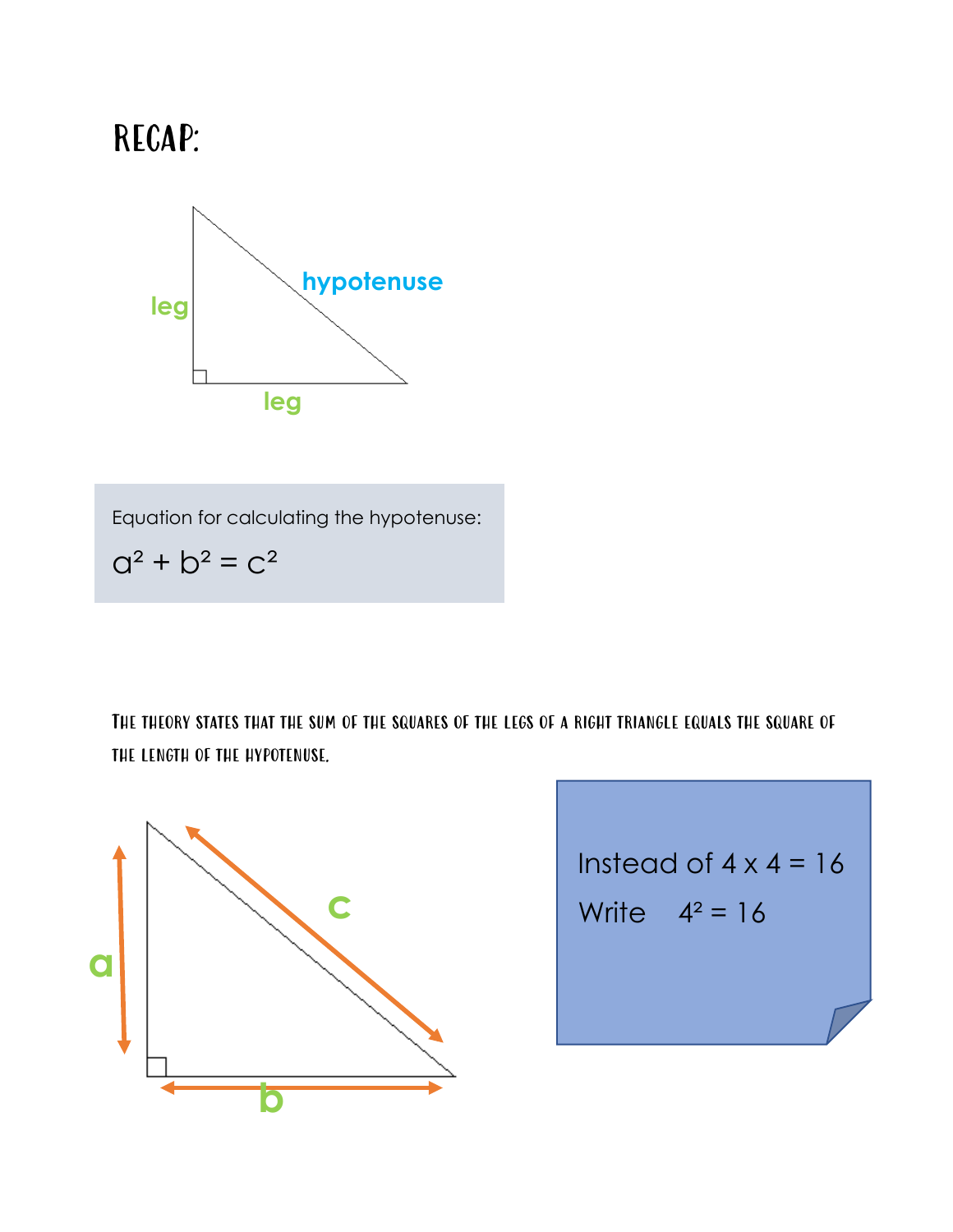# RECAP:

leg

hypotenuse

leg

Equation for calculating the hypotenuse:

$a^2 + b^2 = c^2$

THE THEORY STATES THAT THE SUM OF THE SQUARES OF THE LEGS OF A RIGHT TRIANGLE EQUALS THE SQUARE OF THE LENGTH OF THE HYPOTENUSE.

a

b

c

Instead of $4 \times 4 = 16$

Write $4^2 = 16$